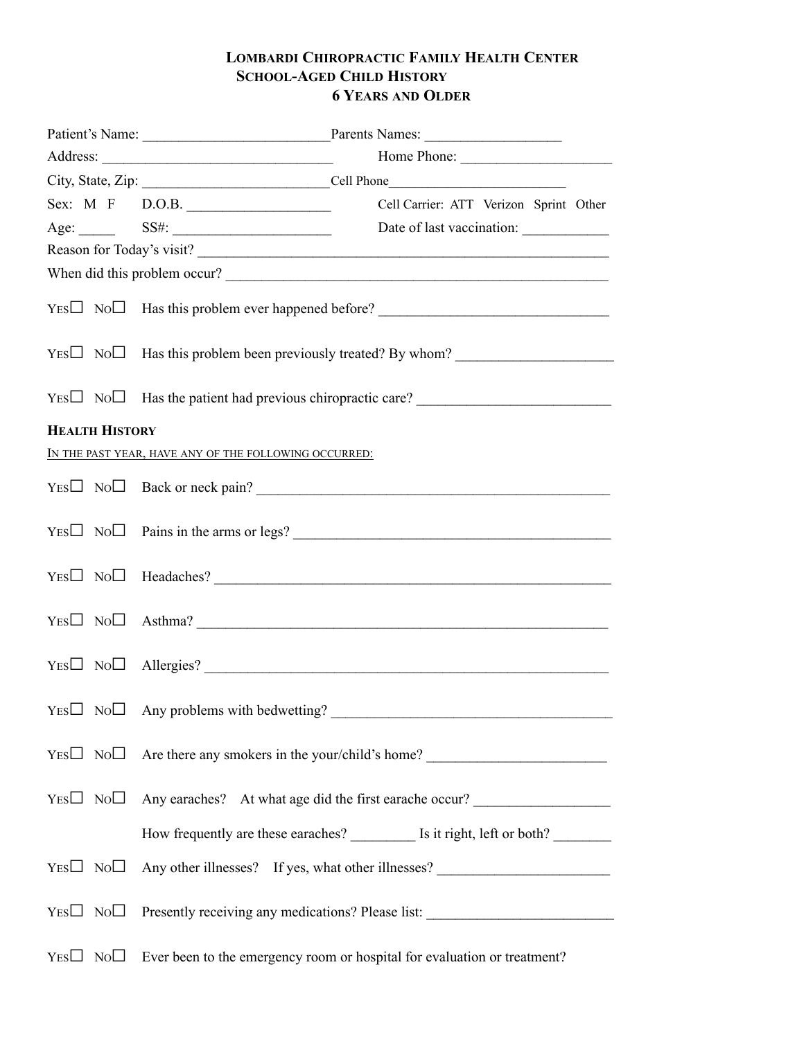# LOMBARDI CHIROPRACTIC FAMILY HEALTH CENTER
## SCHOOL-AGED CHILD HISTORY
## 6 YEARS AND OLDER

Patient's Name: _________________________ Parents Names: __________________

Address: ______________________________ Home Phone: ____________________

City, State, Zip: _________________________ Cell Phone________________________

Sex: M F D.O.B. ___________________ Cell Carrier: ATT Verizon Sprint Other

Age: _____ SS#: _____________________ Date of last vaccination: ___________

Reason for Today's visit? ________________________________________________________

When did this problem occur? _____________________________________________________

YES☐ NO☐ Has this problem ever happened before? ______________________________

YES☐ NO☐ Has this problem been previously treated? By whom? ____________________

YES☐ NO☐ Has the patient had previous chiropractic care? _________________________

**HEALTH HISTORY**

IN THE PAST YEAR, HAVE ANY OF THE FOLLOWING OCCURRED:

YES☐ NO☐ Back or neck pain? ______________________________________________

YES☐ NO☐ Pains in the arms or legs? ________________________________________

YES☐ NO☐ Headaches? ____________________________________________________

YES☐ NO☐ Asthma? ______________________________________________________

YES☐ NO☐ Allergies? _____________________________________________________

YES☐ NO☐ Any problems with bedwetting? ____________________________________

YES☐ NO☐ Are there any smokers in the your/child's home? _______________________

YES☐ NO☐ Any earaches? At what age did the first earache occur? __________________

How frequently are these earaches? ________ Is it right, left or both? _______

YES☐ NO☐ Any other illnesses? If yes, what other illnesses? ______________________

YES☐ NO☐ Presently receiving any medications? Please list: ________________________

YES☐ NO☐ Ever been to the emergency room or hospital for evaluation or treatment?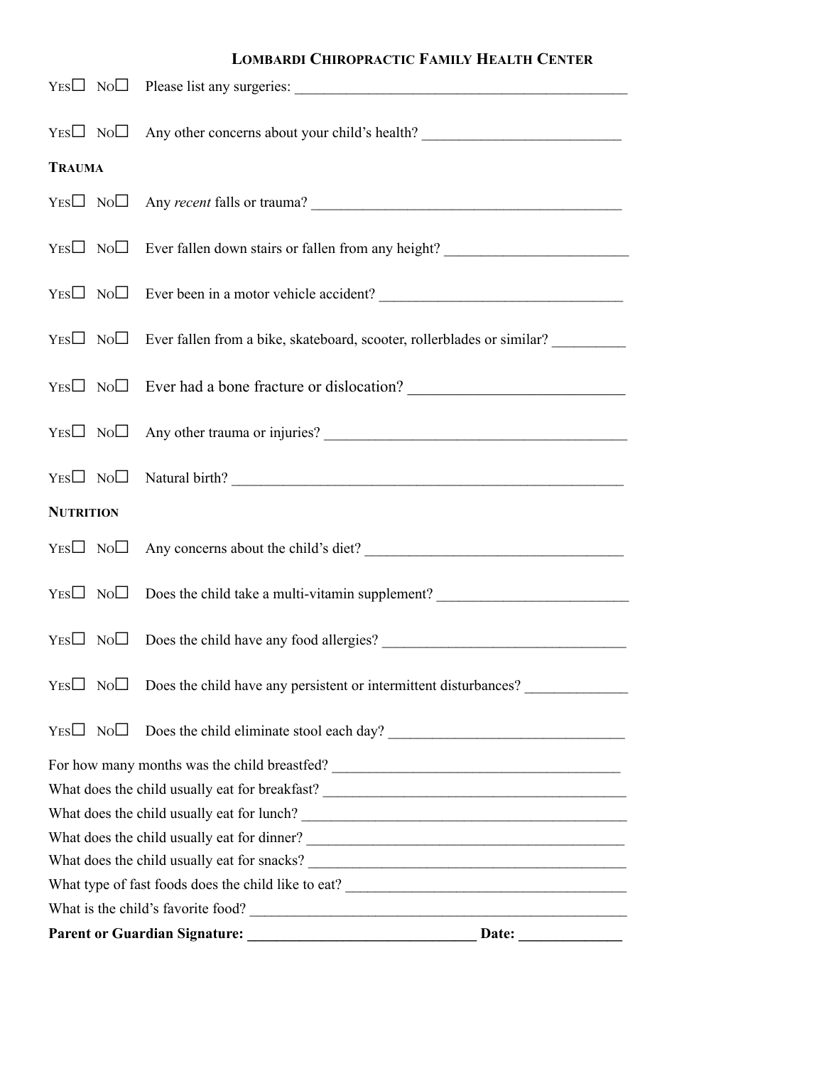# Lombardi Chiropractic Family Health Center

Yes☐ No☐ Please list any surgeries: ____________________________________________

Yes☐ No☐ Any other concerns about your child's health? __________________________

## Trauma

Yes☐ No☐ Any *recent* falls or trauma? ________________________________________

Yes☐ No☐ Ever fallen down stairs or fallen from any height? ________________________

Yes☐ No☐ Ever been in a motor vehicle accident? ________________________________

Yes☐ No☐ Ever fallen from a bike, skateboard, scooter, rollerblades or similar? _________

Yes☐ No☐ Ever had a bone fracture or dislocation? ___________________________

Yes☐ No☐ Any other trauma or injuries? _______________________________________

Yes☐ No☐ Natural birth? _____________________________________________________

## Nutrition

Yes☐ No☐ Any concerns about the child's diet? __________________________________

Yes☐ No☐ Does the child take a multi-vitamin supplement? _________________________

Yes☐ No☐ Does the child have any food allergies? ________________________________

Yes☐ No☐ Does the child have any persistent or intermittent disturbances? _____________

Yes☐ No☐ Does the child eliminate stool each day? _______________________________

For how many months was the child breastfed? ______________________________________

What does the child usually eat for breakfast? ________________________________________

What does the child usually eat for lunch? ___________________________________________

What does the child usually eat for dinner? ___________________________________________

What does the child usually eat for snacks? ___________________________________________

What type of fast foods does the child like to eat? ______________________________________

What is the child's favorite food? __________________________________________________

**Parent or Guardian Signature: ______________________________ Date: _____________**